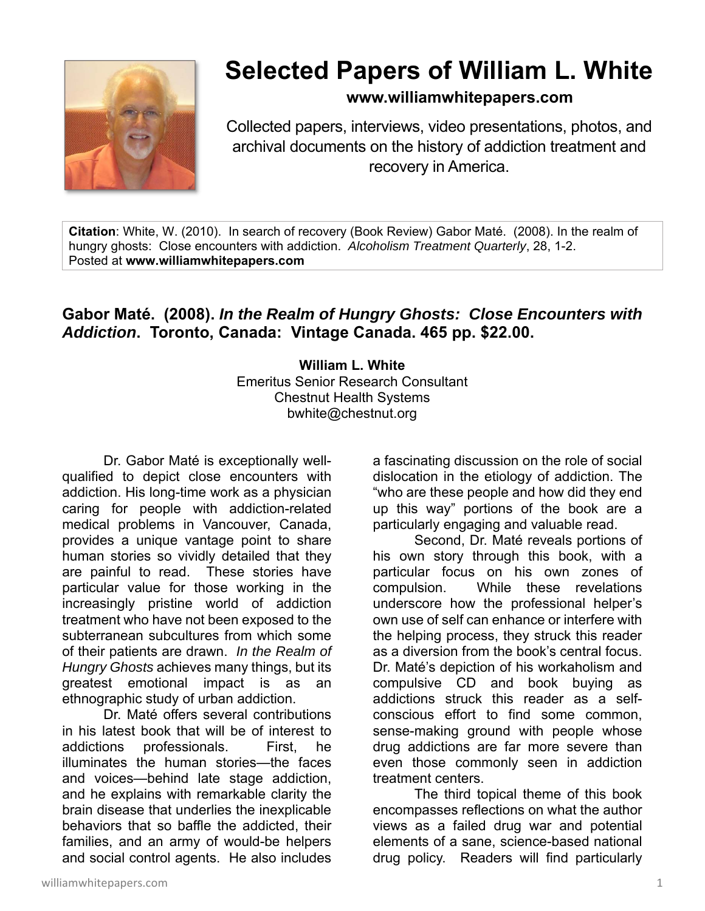# Selected Papers of William L. White

**www.williamwhitepapers.com**

Collected papers, interviews, video presentations, photos, and archival documents on the history of addiction treatment and recovery in America.

**Citation**: White, W. (2010). In search of recovery (Book Review) Gabor Maté. (2008). In the realm of hungry ghosts: Close encounters with addiction. *Alcoholism Treatment Quarterly*, 28, 1-2.
Posted at **www.williamwhitepapers.com**

## Gabor Maté. (2008). *In the Realm of Hungry Ghosts: Close Encounters with Addiction*. Toronto, Canada: Vintage Canada. 465 pp. $22.00.

**William L. White**
Emeritus Senior Research Consultant
Chestnut Health Systems
bwhite@chestnut.org

Dr. Gabor Maté is exceptionally well-qualified to depict close encounters with addiction. His long-time work as a physician caring for people with addiction-related medical problems in Vancouver, Canada, provides a unique vantage point to share human stories so vividly detailed that they are painful to read. These stories have particular value for those working in the increasingly pristine world of addiction treatment who have not been exposed to the subterranean subcultures from which some of their patients are drawn. *In the Realm of Hungry Ghosts* achieves many things, but its greatest emotional impact is as an ethnographic study of urban addiction.

Dr. Maté offers several contributions in his latest book that will be of interest to addictions professionals. First, he illuminates the human stories—the faces and voices—behind late stage addiction, and he explains with remarkable clarity the brain disease that underlies the inexplicable behaviors that so baffle the addicted, their families, and an army of would-be helpers and social control agents. He also includes a fascinating discussion on the role of social dislocation in the etiology of addiction. The "who are these people and how did they end up this way" portions of the book are a particularly engaging and valuable read.

Second, Dr. Maté reveals portions of his own story through this book, with a particular focus on his own zones of compulsion. While these revelations underscore how the professional helper's own use of self can enhance or interfere with the helping process, they struck this reader as a diversion from the book's central focus. Dr. Maté's depiction of his workaholism and compulsive CD and book buying as addictions struck this reader as a self-conscious effort to find some common, sense-making ground with people whose drug addictions are far more severe than even those commonly seen in addiction treatment centers.

The third topical theme of this book encompasses reflections on what the author views as a failed drug war and potential elements of a sane, science-based national drug policy. Readers will find particularly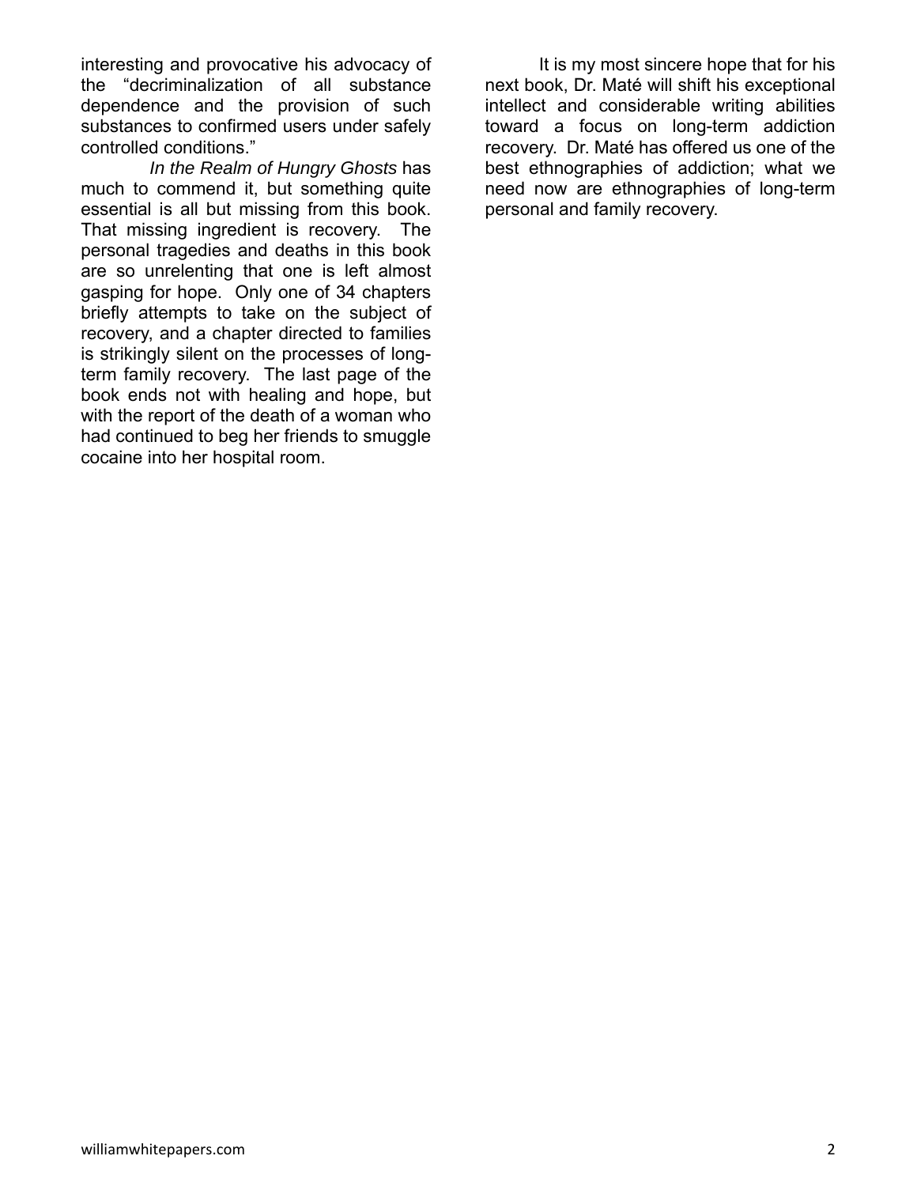interesting and provocative his advocacy of the "decriminalization of all substance dependence and the provision of such substances to confirmed users under safely controlled conditions."

*In the Realm of Hungry Ghosts* has much to commend it, but something quite essential is all but missing from this book. That missing ingredient is recovery. The personal tragedies and deaths in this book are so unrelenting that one is left almost gasping for hope. Only one of 34 chapters briefly attempts to take on the subject of recovery, and a chapter directed to families is strikingly silent on the processes of long-term family recovery. The last page of the book ends not with healing and hope, but with the report of the death of a woman who had continued to beg her friends to smuggle cocaine into her hospital room.

It is my most sincere hope that for his next book, Dr. Maté will shift his exceptional intellect and considerable writing abilities toward a focus on long-term addiction recovery. Dr. Maté has offered us one of the best ethnographies of addiction; what we need now are ethnographies of long-term personal and family recovery.